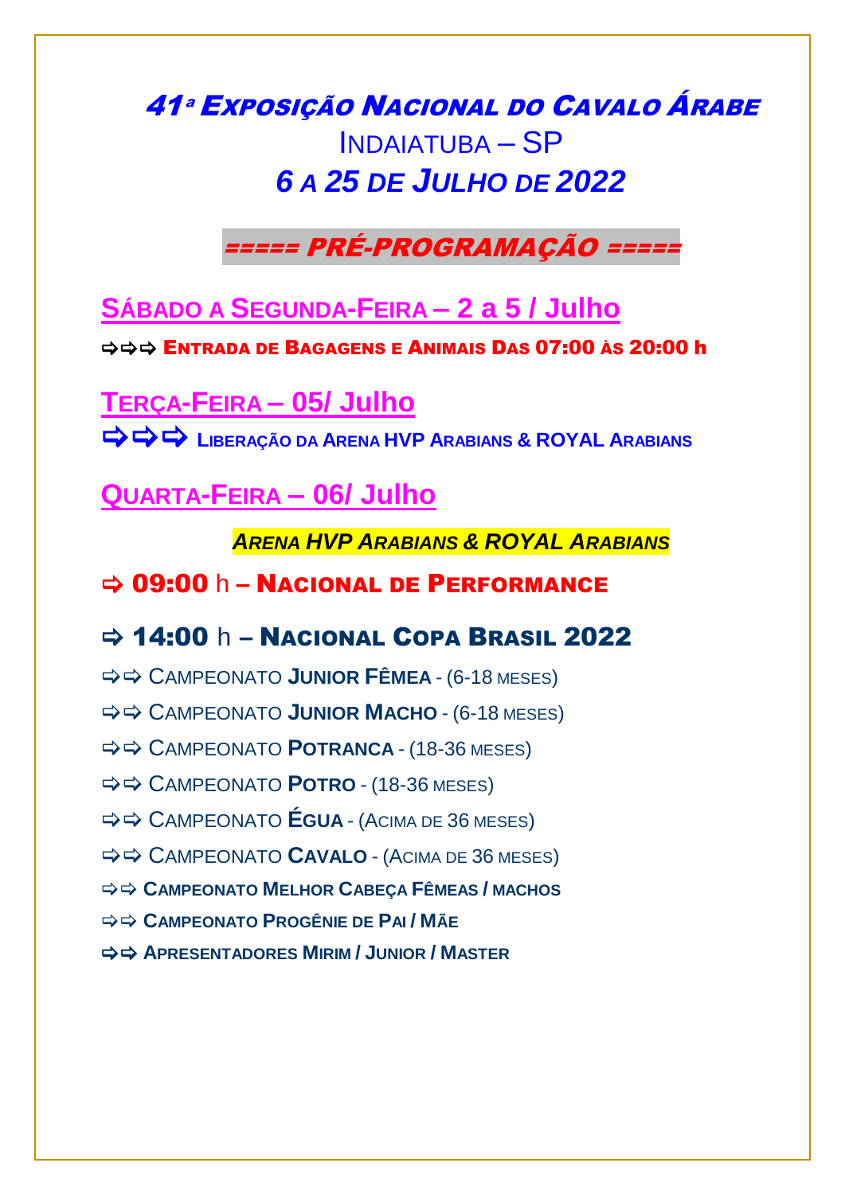# 41ª Exposição Nacional do Cavalo Árabe

## Indaiatuba – SP

## *6 a 25 de Julho de 2022*

***===== PRÉ-PROGRAMAÇÃO =====***

## Sábado a Segunda-Feira – 2 a 5 / Julho

⇨⇨⇨ **Entrada de Bagagens e Animais Das 07:00 às 20:00 h**

## Terça-Feira – 05/ Julho

⇨⇨⇨ **Liberação da Arena HVP Arabians & ROYAL Arabians**

## Quarta-Feira – 06/ Julho

***Arena HVP Arabians & ROYAL Arabians***

### ⇨ 09:00 h – Nacional de Performance

### ⇨ 14:00 h – Nacional Copa Brasil 2022

- ⇨⇨ Campeonato **Junior Fêmea** - (6-18 meses)
- ⇨⇨ Campeonato **Junior Macho** - (6-18 meses)
- ⇨⇨ Campeonato **Potranca** - (18-36 meses)
- ⇨⇨ Campeonato **Potro** - (18-36 meses)
- ⇨⇨ Campeonato **Égua** - (Acima de 36 meses)
- ⇨⇨ Campeonato **Cavalo** - (Acima de 36 meses)
- ⇨⇨ **Campeonato Melhor Cabeça Fêmeas / machos**
- ⇨⇨ **Campeonato Progênie de Pai / Mãe**
- ⇨⇨ **Apresentadores Mirim / Junior / Master**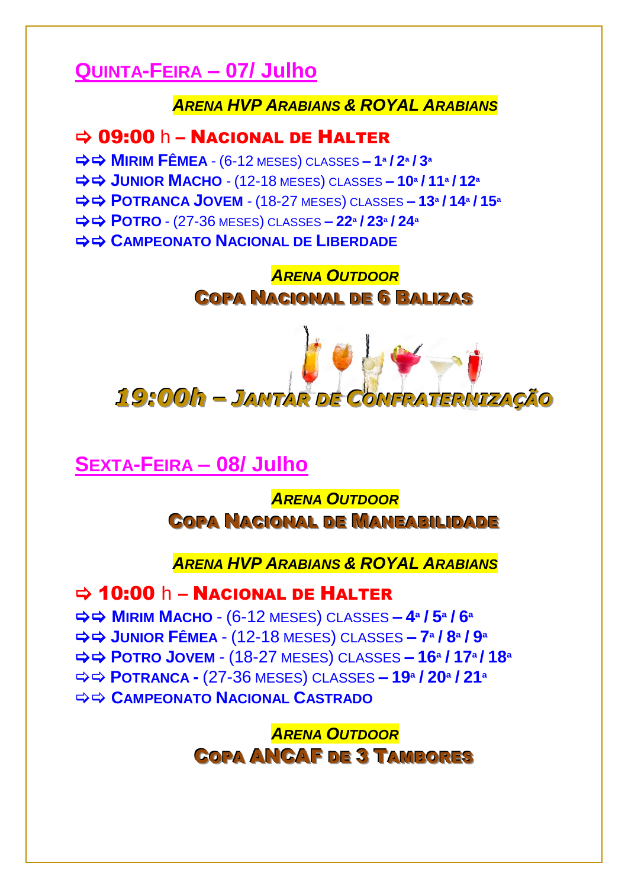## QUINTA-FEIRA – 07/ Julho

***ARENA HVP ARABIANS & ROYAL ARABIANS***

### ⇨ 09:00 h – NACIONAL DE HALTER

- ⇨⇨ **MIRIM FÊMEA** - (6-12 MESES) CLASSES **– 1ª / 2ª / 3ª**
- ⇨⇨ **JUNIOR MACHO** - (12-18 MESES) CLASSES **– 10ª / 11ª / 12ª**
- ⇨⇨ **POTRANCA JOVEM** - (18-27 MESES) CLASSES **– 13ª / 14ª / 15ª**
- ⇨⇨ **POTRO** - (27-36 MESES) CLASSES **– 22ª / 23ª / 24ª**
- ⇨⇨ **CAMPEONATO NACIONAL DE LIBERDADE**

***ARENA OUTDOOR***

**COPA NACIONAL DE 6 BALIZAS**

***19:00h – JANTAR DE CONFRATERNIZAÇÃO***

## SEXTA-FEIRA – 08/ Julho

***ARENA OUTDOOR***

**COPA NACIONAL DE MANEABILIDADE**

***ARENA HVP ARABIANS & ROYAL ARABIANS***

### ⇨ 10:00 h – NACIONAL DE HALTER

- ⇨⇨ **MIRIM MACHO** - (6-12 MESES) CLASSES **– 4ª / 5ª / 6ª**
- ⇨⇨ **JUNIOR FÊMEA** - (12-18 MESES) CLASSES **– 7ª / 8ª / 9ª**
- ⇨⇨ **POTRO JOVEM** - (18-27 MESES) CLASSES **– 16ª / 17ª / 18ª**
- ⇨⇨ **POTRANCA -** (27-36 MESES) CLASSES **– 19ª / 20ª / 21ª**
- ⇨⇨ **CAMPEONATO NACIONAL CASTRADO**

***ARENA OUTDOOR***

**COPA ANCAF DE 3 TAMBORES**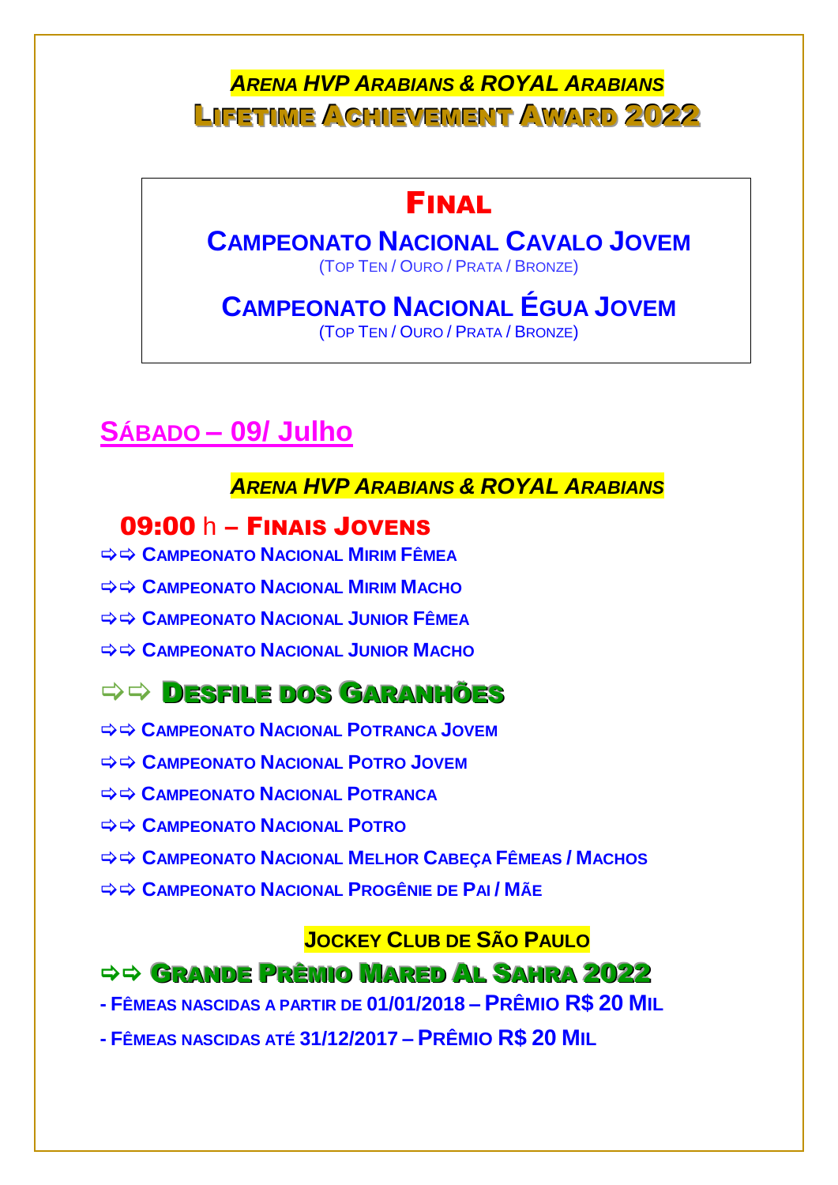***Arena HVP Arabians & Royal Arabians***

# Lifetime Achievement Award 2022

## Final

**Campeonato Nacional Cavalo Jovem**
(Top Ten / Ouro / Prata / Bronze)

**Campeonato Nacional Égua Jovem**
(Top Ten / Ouro / Prata / Bronze)

## Sábado – 09/ Julho

***Arena HVP Arabians & Royal Arabians***

### 09:00 h – Finais Jovens

- ⇨⇨ **Campeonato Nacional Mirim Fêmea**
- ⇨⇨ **Campeonato Nacional Mirim Macho**
- ⇨⇨ **Campeonato Nacional Junior Fêmea**
- ⇨⇨ **Campeonato Nacional Junior Macho**

### ⇨⇨ Desfile dos Garanhões

- ⇨⇨ **Campeonato Nacional Potranca Jovem**
- ⇨⇨ **Campeonato Nacional Potro Jovem**
- ⇨⇨ **Campeonato Nacional Potranca**
- ⇨⇨ **Campeonato Nacional Potro**
- ⇨⇨ **Campeonato Nacional Melhor Cabeça Fêmeas / Machos**
- ⇨⇨ **Campeonato Nacional Progênie de Pai / Mãe**

**Jockey Club de São Paulo**

### ⇨⇨ Grande Prêmio Mared Al Sahra 2022

**- Fêmeas nascidas a partir de 01/01/2018 – Prêmio R$ 20 Mil**

**- Fêmeas nascidas até 31/12/2017 – Prêmio R$ 20 Mil**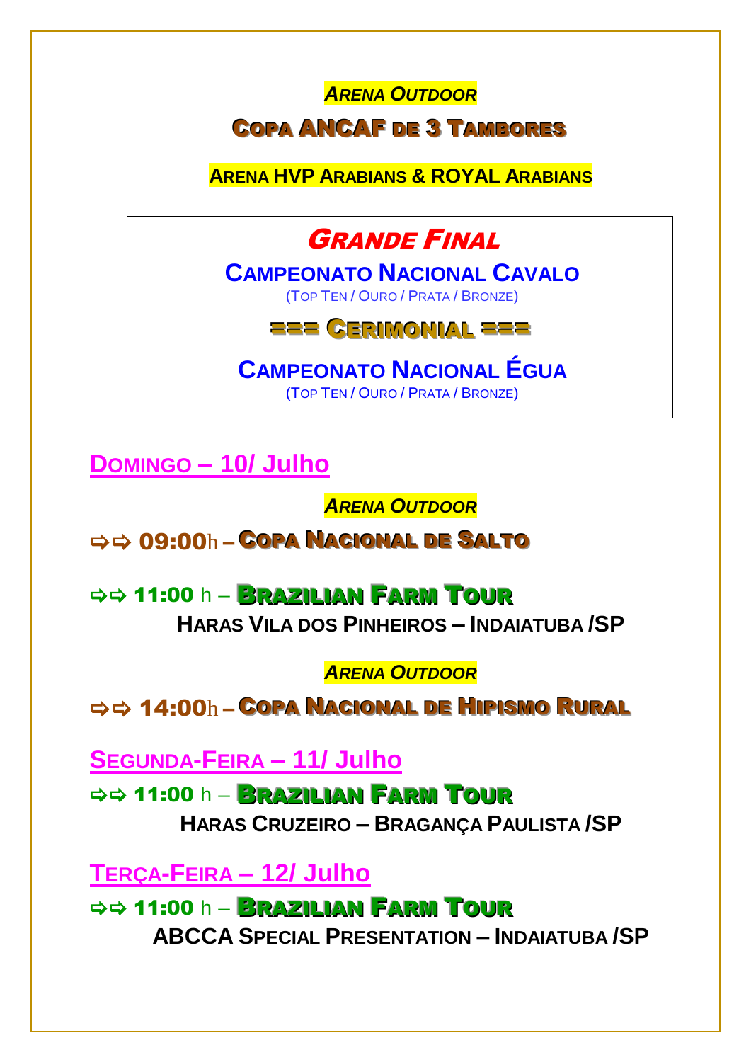***ARENA OUTDOOR***

**COPA ANCAF DE 3 TAMBORES**

**ARENA HVP ARABIANS & ROYAL ARABIANS**

***GRANDE FINAL***

**CAMPEONATO NACIONAL CAVALO**

(TOP TEN / OURO / PRATA / BRONZE)

**=== CERIMONIAL ===**

**CAMPEONATO NACIONAL ÉGUA**

(TOP TEN / OURO / PRATA / BRONZE)

## DOMINGO – 10/ Julho

***ARENA OUTDOOR***

⇨⇨ **09:00**h – **COPA NACIONAL DE SALTO**

⇨⇨ **11:00** h – **BRAZILIAN FARM TOUR**

**HARAS VILA DOS PINHEIROS – INDAIATUBA /SP**

***ARENA OUTDOOR***

⇨⇨ **14:00**h – **COPA NACIONAL DE HIPISMO RURAL**

## SEGUNDA-FEIRA – 11/ Julho

⇨⇨ **11:00** h – **BRAZILIAN FARM TOUR**

**HARAS CRUZEIRO – BRAGANÇA PAULISTA /SP**

## TERÇA-FEIRA – 12/ Julho

⇨⇨ **11:00** h – **BRAZILIAN FARM TOUR**

**ABCCA SPECIAL PRESENTATION – INDAIATUBA /SP**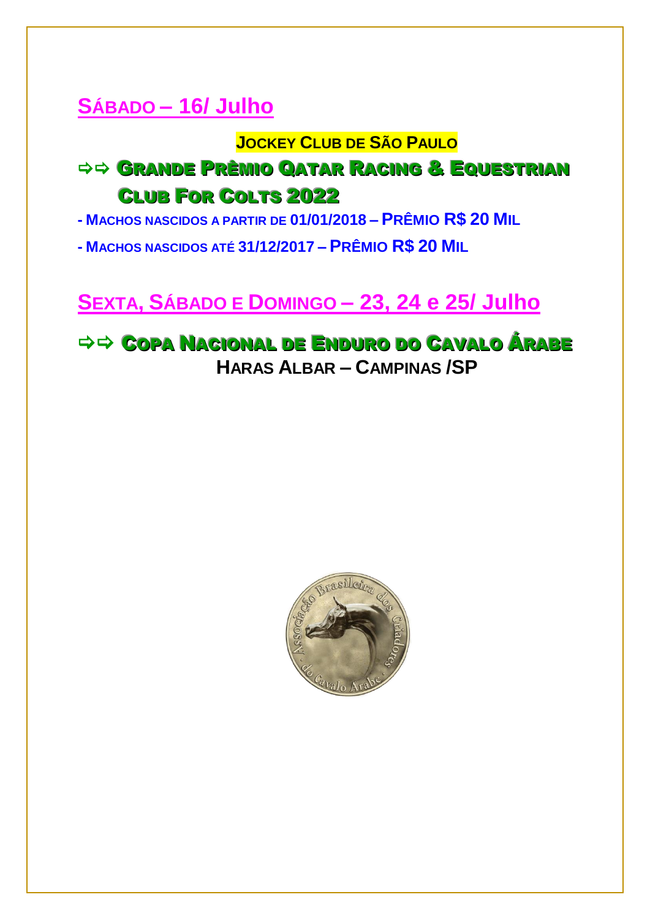## SÁBADO – 16/ Julho

**JOCKEY CLUB DE SÃO PAULO**

### ⇨⇨ GRANDE PRÊMIO QATAR RACING & EQUESTRIAN CLUB FOR COLTS 2022

**- MACHOS NASCIDOS A PARTIR DE 01/01/2018 – PRÊMIO R$ 20 MIL**

**- MACHOS NASCIDOS ATÉ 31/12/2017 – PRÊMIO R$ 20 MIL**

## SEXTA, SÁBADO E DOMINGO – 23, 24 e 25/ Julho

### ⇨⇨ COPA NACIONAL DE ENDURO DO CAVALO ÁRABE

**HARAS ALBAR – CAMPINAS /SP**